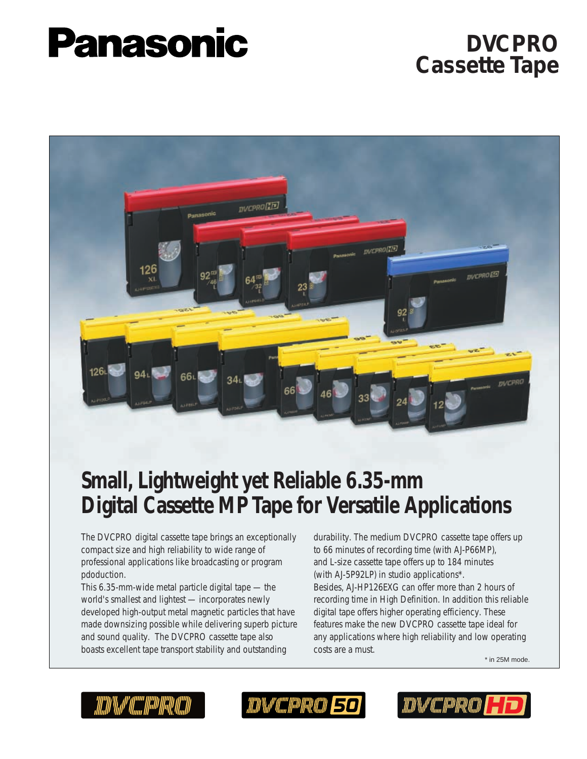Panasonic

# DVCPRO Cassette Tape

## Small, Lightweight yet Reliable 6.35-mm Digital Cassette MP Tape for Versatile Applications

The DVCPRO digital cassette tape brings an exceptionally compact size and high reliability to wide range of professional applications like broadcasting or program pdoduction.

This 6.35-mm-wide metal particle digital tape — the world's smallest and lightest — incorporates newly developed high-output metal magnetic particles that have made downsizing possible while delivering superb picture and sound quality. The DVCPRO cassette tape also boasts excellent tape transport stability and outstanding durability. The medium DVCPRO cassette tape offers up to 66 minutes of recording time (with AJ-P66MP), and L-size cassette tape offers up to 184 minutes (with AJ-5P92LP) in studio applications*.

Besides, AJ-HP126EXG can offer more than 2 hours of recording time in High Definition. In addition this reliable digital tape offers higher operating efficiency. These features make the new DVCPRO cassette tape ideal for any applications where high reliability and low operating costs are a must.

\* in 25M mode.

DVCPRO DVCPRO 50 DVCPRO HD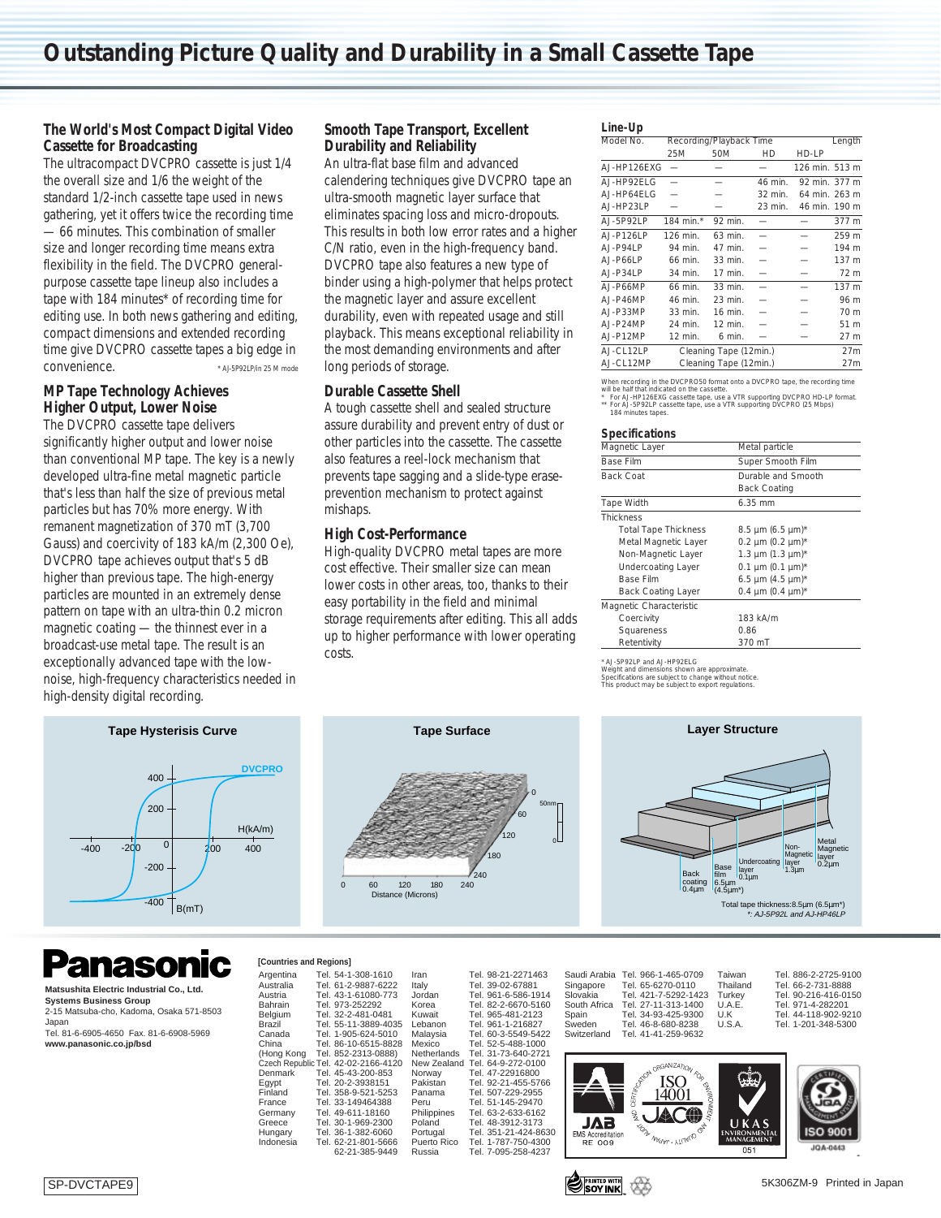# Outstanding Picture Quality and Durability in a Small Cassette Tape

## The World's Most Compact Digital Video Cassette for Broadcasting

The ultracompact DVCPRO cassette is just 1/4 the overall size and 1/6 the weight of the standard 1/2-inch cassette tape used in news gathering, yet it offers twice the recording time — 66 minutes. This combination of smaller size and longer recording time means extra flexibility in the field. The DVCPRO general-purpose cassette tape lineup also includes a tape with 184 minutes* of recording time for editing use. In both news gathering and editing, compact dimensions and extended recording time give DVCPRO cassette tapes a big edge in convenience.

\* AJ-5P92LP/in 25 M mode

## MP Tape Technology Achieves Higher Output, Lower Noise

The DVCPRO cassette tape delivers significantly higher output and lower noise than conventional MP tape. The key is a newly developed ultra-fine metal magnetic particle that's less than half the size of previous metal particles but has 70% more energy. With remanent magnetization of 370 mT (3,700 Gauss) and coercivity of 183 kA/m (2,300 Oe), DVCPRO tape achieves output that's 5 dB higher than previous tape. The high-energy particles are mounted in an extremely dense pattern on tape with an ultra-thin 0.2 micron magnetic coating — the thinnest ever in a broadcast-use metal tape. The result is an exceptionally advanced tape with the low-noise, high-frequency characteristics needed in high-density digital recording.

## Smooth Tape Transport, Excellent Durability and Reliability

An ultra-flat base film and advanced calendering techniques give DVCPRO tape an ultra-smooth magnetic layer surface that eliminates spacing loss and micro-dropouts. This results in both low error rates and a higher C/N ratio, even in the high-frequency band. DVCPRO tape also features a new type of binder using a high-polymer that helps protect the magnetic layer and assure excellent durability, even with repeated usage and still playback. This means exceptional reliability in the most demanding environments and after long periods of storage.

## Durable Cassette Shell

A tough cassette shell and sealed structure assure durability and prevent entry of dust or other particles into the cassette. The cassette also features a reel-lock mechanism that prevents tape sagging and a slide-type erase-prevention mechanism to protect against mishaps.

## High Cost-Performance

High-quality DVCPRO metal tapes are more cost effective. Their smaller size can mean lower costs in other areas, too, thanks to their easy portability in the field and minimal storage requirements after editing. This all adds up to higher performance with lower operating costs.

## Line-Up

| Model No. | Recording/Playback Time | | | | Length |
|---|---|---|---|---|---|
| | 25M | 50M | HD | HD-LP | |
| AJ-HP126EXG | — | — | — | 126 min. | 513 m |
| AJ-HP92ELG | — | — | 46 min. | 92 min. | 377 m |
| AJ-HP64ELG | — | — | 32 min. | 64 min. | 263 m |
| AJ-HP23LP | — | — | 23 min. | 46 min. | 190 m |
| AJ-5P92LP | 184 min.* | 92 min. | — | — | 377 m |
| AJ-P126LP | 126 min. | 63 min. | — | — | 259 m |
| AJ-P94LP | 94 min. | 47 min. | — | — | 194 m |
| AJ-P66LP | 66 min. | 33 min. | — | — | 137 m |
| AJ-P34LP | 34 min. | 17 min. | — | — | 72 m |
| AJ-P66MP | 66 min. | 33 min. | — | — | 137 m |
| AJ-P46MP | 46 min. | 23 min. | — | — | 96 m |
| AJ-P33MP | 33 min. | 16 min. | — | — | 70 m |
| AJ-P24MP | 24 min. | 12 min. | — | — | 51 m |
| AJ-P12MP | 12 min. | 6 min. | — | — | 27 m |
| AJ-CL12LP | Cleaning Tape (12min.) | | | | 27m |
| AJ-CL12MP | Cleaning Tape (12min.) | | | | 27m |

When recording in the DVCPRO50 format onto a DVCPRO tape, the recording time will be half that indicated on the cassette.
\* For AJ-HP126EXG cassette tape, use a VTR supporting DVCPRO HD-LP format.
\*\* For AJ-5P92LP cassette tape, use a VTR supporting DVCPRO (25 Mbps) 184 minutes tapes.

## Specifications

| | |
|---|---|
| Magnetic Layer | Metal particle |
| Base Film | Super Smooth Film |
| Back Coat | Durable and Smooth Back Coating |
| Tape Width | 6.35 mm |
| Thickness | |
| Total Tape Thickness | 8.5 µm (6.5 µm)* |
| Metal Magnetic Layer | 0.2 µm (0.2 µm)* |
| Non-Magnetic Layer | 1.3 µm (1.3 µm)* |
| Undercoating Layer | 0.1 µm (0.1 µm)* |
| Base Film | 6.5 µm (4.5 µm)* |
| Back Coating Layer | 0.4 µm (0.4 µm)* |
| Magnetic Characteristic | |
| Coercivity | 183 kA/m |
| Squareness | 0.86 |
| Retentivity | 370 mT |

\* AJ-5P92LP and AJ-HP92ELG
Weight and dimensions shown are approximate.
Specifications are subject to change without notice.
This product may be subject to export regulations.

**Tape Hysterisis Curve**

DVCPRO
400
200
-400
-200
0
200
400
H(kA/m)
-200
-400
B(mT)

**Tape Surface**

0
60
120
180
240
0
60
120
180
240
Distance (Microns)
50nm
0

**Layer Structure**

Back coating 0.4µm
Base film 6.5µm (4.5µm*)
Undercoating layer 0.1µm
Non-Magnetic layer 1.3µm
Metal Magnetic layer 0.2µm
Total tape thickness:8.5µm (6.5µm*)
*: AJ-5P92L and AJ-HP46LP

**Panasonic**

**Matsushita Electric Industrial Co., Ltd.**
**Systems Business Group**
2-15 Matsuba-cho, Kadoma, Osaka 571-8503 Japan
Tel. 81-6-6905-4650 Fax. 81-6-6908-5969
**www.panasonic.co.jp/bsd**

**[Countries and Regions]**

| | | | | | | | |
|---|---|---|---|---|---|---|---|
| Argentina | Tel. 54-1-308-1610 | Iran | Tel. 98-21-2271463 | Saudi Arabia | Tel. 966-1-465-0709 | Taiwan | Tel. 886-2-2725-9100 |
| Australia | Tel. 61-2-9887-6222 | Italy | Tel. 39-02-67881 | Singapore | Tel. 65-6270-0110 | Thailand | Tel. 66-2-731-8888 |
| Austria | Tel. 43-1-61080-773 | Jordan | Tel. 961-6-586-1914 | Slovakia | Tel. 421-7-5292-1423 | Turkey | Tel. 90-216-416-0150 |
| Bahrain | Tel. 973-252292 | Korea | Tel. 82-2-6670-5160 | South Africa | Tel. 27-11-313-1400 | U.A.E. | Tel. 971-4-282201 |
| Belgium | Tel. 32-2-481-0481 | Kuwait | Tel. 965-481-2123 | Spain | Tel. 34-93-425-9300 | U.K | Tel. 44-118-902-9210 |
| Brazil | Tel. 55-11-3889-4035 | Lebanon | Tel. 961-1-216827 | Sweden | Tel. 46-8-680-8238 | U.S.A. | Tel. 1-201-348-5300 |
| Canada | Tel. 1-905-624-5010 | Malaysia | Tel. 60-3-5549-5422 | Switzerland | Tel. 41-41-259-9632 | | |
| China | Tel. 86-10-6515-8828 | Mexico | Tel. 52-3-488-1000 | | | | |
| (Hong Kong | Tel. 852-2313-0888) | Netherlands | Tel. 31-73-640-2721 | | | | |
| Czech Republic | Tel. 42-02-2166-4120 | New Zealand | Tel. 64-9-272-0100 | | | | |
| Denmark | Tel. 45-43-200-853 | Norway | Tel. 47-22916800 | | | | |
| Egypt | Tel. 20-2-3938151 | Pakistan | Tel. 92-21-455-5766 | | | | |
| Finland | Tel. 358-9-521-5253 | Panama | Tel. 507-229-2955 | | | | |
| France | Tel. 33-149464388 | Peru | Tel. 51-145-29470 | | | | |
| Germany | Tel. 49-611-18160 | Philippines | Tel. 63-2-633-6162 | | | | |
| Greece | Tel. 30-1-969-2300 | Poland | Tel. 48-3912-3173 | | | | |
| Hungary | Tel. 36-1-382-6060 | Portugal | Tel. 351-21-424-8630 | | | | |
| Indonesia | Tel. 62-21-801-5666 / 62-21-385-9449 | Puerto Rico | Tel. 1-787-750-4300 | | | | |
| | | Russia | Tel. 7-095-258-4237 | | | | |

UKAS ENVIRONMENTAL MANAGEMENT 051
ISO 14001 JACO
ISO 9001 JQA-0443

SP-DVCTAPE9

5K306ZM-9 Printed in Japan